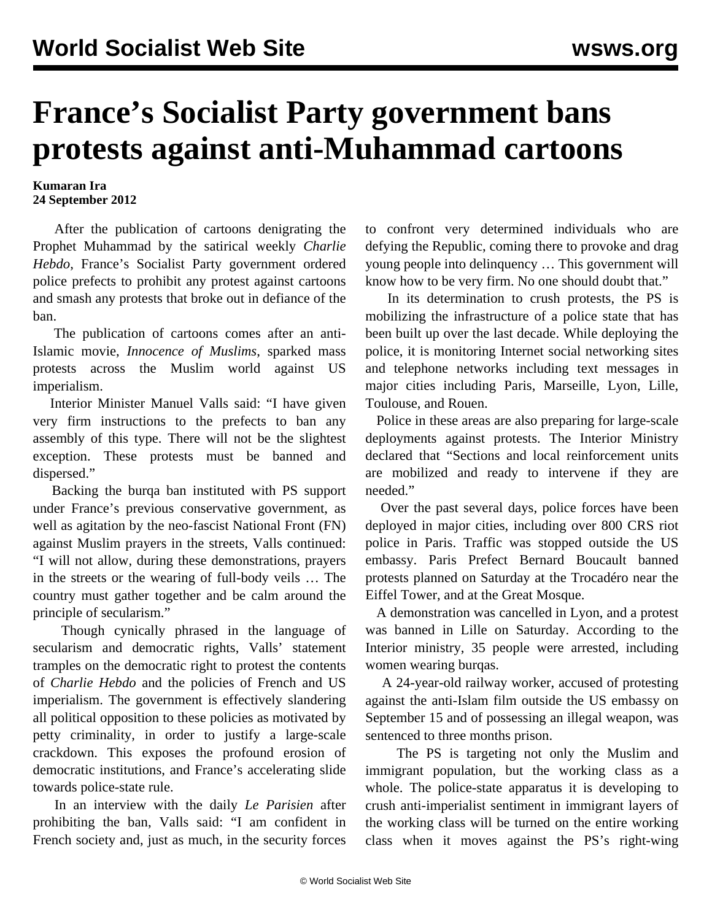# France's Socialist Party government bans protests against anti-Muhammad cartoons

**Kumaran Ira**
**24 September 2012**

After the publication of cartoons denigrating the Prophet Muhammad by the satirical weekly *Charlie Hebdo*, France's Socialist Party government ordered police prefects to prohibit any protest against cartoons and smash any protests that broke out in defiance of the ban.

The publication of cartoons comes after an anti-Islamic movie, *Innocence of Muslims*, sparked mass protests across the Muslim world against US imperialism.

Interior Minister Manuel Valls said: "I have given very firm instructions to the prefects to ban any assembly of this type. There will not be the slightest exception. These protests must be banned and dispersed."

Backing the burqa ban instituted with PS support under France's previous conservative government, as well as agitation by the neo-fascist National Front (FN) against Muslim prayers in the streets, Valls continued: "I will not allow, during these demonstrations, prayers in the streets or the wearing of full-body veils … The country must gather together and be calm around the principle of secularism."

Though cynically phrased in the language of secularism and democratic rights, Valls' statement tramples on the democratic right to protest the contents of *Charlie Hebdo* and the policies of French and US imperialism. The government is effectively slandering all political opposition to these policies as motivated by petty criminality, in order to justify a large-scale crackdown. This exposes the profound erosion of democratic institutions, and France's accelerating slide towards police-state rule.

In an interview with the daily *Le Parisien* after prohibiting the ban, Valls said: "I am confident in French society and, just as much, in the security forces to confront very determined individuals who are defying the Republic, coming there to provoke and drag young people into delinquency … This government will know how to be very firm. No one should doubt that."

In its determination to crush protests, the PS is mobilizing the infrastructure of a police state that has been built up over the last decade. While deploying the police, it is monitoring Internet social networking sites and telephone networks including text messages in major cities including Paris, Marseille, Lyon, Lille, Toulouse, and Rouen.

Police in these areas are also preparing for large-scale deployments against protests. The Interior Ministry declared that "Sections and local reinforcement units are mobilized and ready to intervene if they are needed."

Over the past several days, police forces have been deployed in major cities, including over 800 CRS riot police in Paris. Traffic was stopped outside the US embassy. Paris Prefect Bernard Boucault banned protests planned on Saturday at the Trocadéro near the Eiffel Tower, and at the Great Mosque.

A demonstration was cancelled in Lyon, and a protest was banned in Lille on Saturday. According to the Interior ministry, 35 people were arrested, including women wearing burqas.

A 24-year-old railway worker, accused of protesting against the anti-Islam film outside the US embassy on September 15 and of possessing an illegal weapon, was sentenced to three months prison.

The PS is targeting not only the Muslim and immigrant population, but the working class as a whole. The police-state apparatus it is developing to crush anti-imperialist sentiment in immigrant layers of the working class will be turned on the entire working class when it moves against the PS's right-wing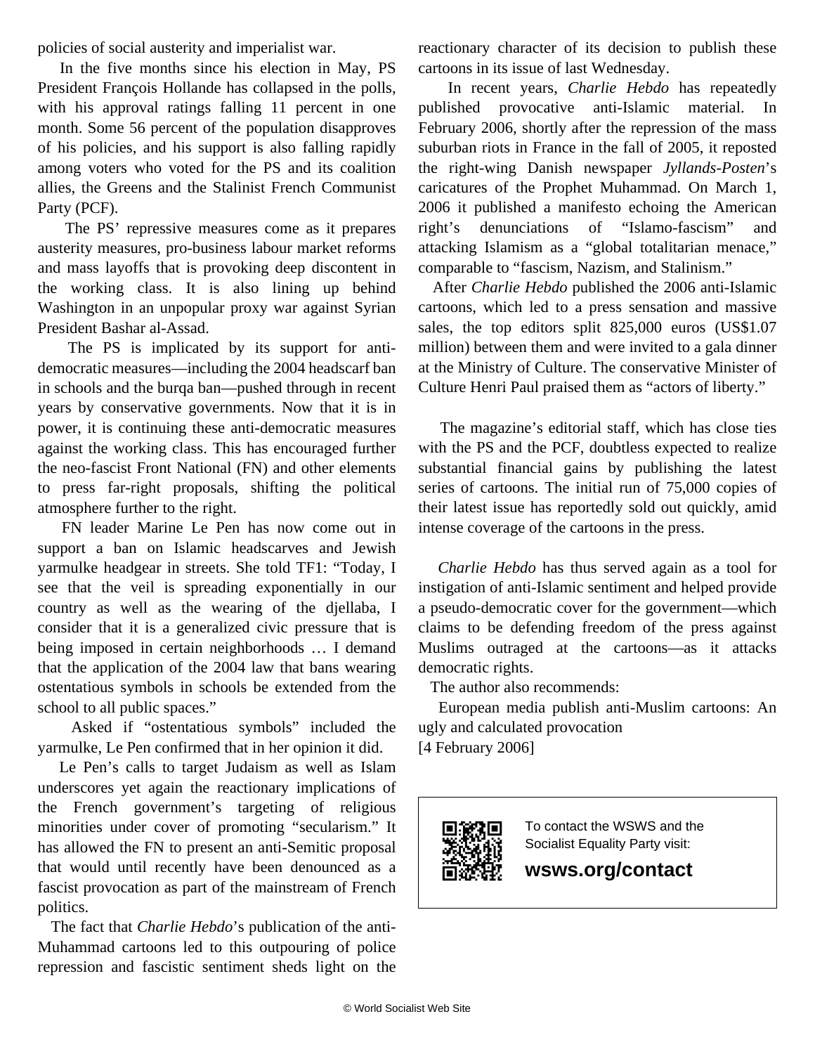policies of social austerity and imperialist war.

In the five months since his election in May, PS President François Hollande has collapsed in the polls, with his approval ratings falling 11 percent in one month. Some 56 percent of the population disapproves of his policies, and his support is also falling rapidly among voters who voted for the PS and its coalition allies, the Greens and the Stalinist French Communist Party (PCF).

The PS' repressive measures come as it prepares austerity measures, pro-business labour market reforms and mass layoffs that is provoking deep discontent in the working class. It is also lining up behind Washington in an unpopular proxy war against Syrian President Bashar al-Assad.

The PS is implicated by its support for anti-democratic measures—including the 2004 headscarf ban in schools and the burqa ban—pushed through in recent years by conservative governments. Now that it is in power, it is continuing these anti-democratic measures against the working class. This has encouraged further the neo-fascist Front National (FN) and other elements to press far-right proposals, shifting the political atmosphere further to the right.

FN leader Marine Le Pen has now come out in support a ban on Islamic headscarves and Jewish yarmulke headgear in streets. She told TF1: "Today, I see that the veil is spreading exponentially in our country as well as the wearing of the djellaba, I consider that it is a generalized civic pressure that is being imposed in certain neighborhoods … I demand that the application of the 2004 law that bans wearing ostentatious symbols in schools be extended from the school to all public spaces."

Asked if "ostentatious symbols" included the yarmulke, Le Pen confirmed that in her opinion it did.

Le Pen's calls to target Judaism as well as Islam underscores yet again the reactionary implications of the French government's targeting of religious minorities under cover of promoting "secularism." It has allowed the FN to present an anti-Semitic proposal that would until recently have been denounced as a fascist provocation as part of the mainstream of French politics.

The fact that *Charlie Hebdo*'s publication of the anti-Muhammad cartoons led to this outpouring of police repression and fascistic sentiment sheds light on the reactionary character of its decision to publish these cartoons in its issue of last Wednesday.

In recent years, *Charlie Hebdo* has repeatedly published provocative anti-Islamic material. In February 2006, shortly after the repression of the mass suburban riots in France in the fall of 2005, it reposted the right-wing Danish newspaper *Jyllands-Posten*'s caricatures of the Prophet Muhammad. On March 1, 2006 it published a manifesto echoing the American right's denunciations of "Islamo-fascism" and attacking Islamism as a "global totalitarian menace," comparable to "fascism, Nazism, and Stalinism."

After *Charlie Hebdo* published the 2006 anti-Islamic cartoons, which led to a press sensation and massive sales, the top editors split 825,000 euros (US$1.07 million) between them and were invited to a gala dinner at the Ministry of Culture. The conservative Minister of Culture Henri Paul praised them as "actors of liberty."

The magazine's editorial staff, which has close ties with the PS and the PCF, doubtless expected to realize substantial financial gains by publishing the latest series of cartoons. The initial run of 75,000 copies of their latest issue has reportedly sold out quickly, amid intense coverage of the cartoons in the press.

*Charlie Hebdo* has thus served again as a tool for instigation of anti-Islamic sentiment and helped provide a pseudo-democratic cover for the government—which claims to be defending freedom of the press against Muslims outraged at the cartoons—as it attacks democratic rights.

The author also recommends:

European media publish anti-Muslim cartoons: An ugly and calculated provocation
[4 February 2006]

To contact the WSWS and the Socialist Equality Party visit:

**wsws.org/contact**